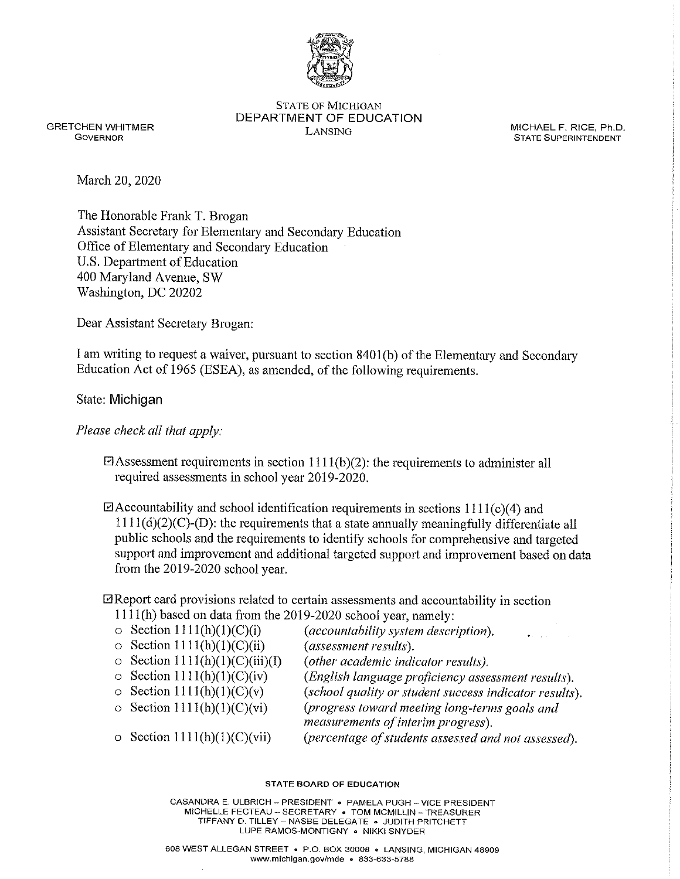STATE OF MICHIGAN
DEPARTMENT OF EDUCATION
LANSING

GRETCHEN WHITMER
GOVERNOR

MICHAEL F. RICE, Ph.D.
STATE SUPERINTENDENT

March 20, 2020

The Honorable Frank T. Brogan
Assistant Secretary for Elementary and Secondary Education
Office of Elementary and Secondary Education
U.S. Department of Education
400 Maryland Avenue, SW
Washington, DC 20202

Dear Assistant Secretary Brogan:

I am writing to request a waiver, pursuant to section 8401(b) of the Elementary and Secondary Education Act of 1965 (ESEA), as amended, of the following requirements.

State: Michigan

*Please check all that apply:*

☑ Assessment requirements in section 1111(b)(2): the requirements to administer all required assessments in school year 2019-2020.

☑ Accountability and school identification requirements in sections 1111(c)(4) and 1111(d)(2)(C)-(D): the requirements that a state annually meaningfully differentiate all public schools and the requirements to identify schools for comprehensive and targeted support and improvement and additional targeted support and improvement based on data from the 2019-2020 school year.

☑ Report card provisions related to certain assessments and accountability in section 1111(h) based on data from the 2019-2020 school year, namely:

- Section 1111(h)(1)(C)(i) *(accountability system description).*
- Section 1111(h)(1)(C)(ii) *(assessment results).*
- Section 1111(h)(1)(C)(iii)(I) *(other academic indicator results).*
- Section 1111(h)(1)(C)(iv) *(English language proficiency assessment results).*
- Section 1111(h)(1)(C)(v) *(school quality or student success indicator results).*
- Section 1111(h)(1)(C)(vi) *(progress toward meeting long-terms goals and measurements of interim progress).*
- Section 1111(h)(1)(C)(vii) *(percentage of students assessed and not assessed).*

**STATE BOARD OF EDUCATION**

CASANDRA E. ULBRICH – PRESIDENT • PAMELA PUGH – VICE PRESIDENT
MICHELLE FECTEAU – SECRETARY • TOM MCMILLIN – TREASURER
TIFFANY D. TILLEY – NASBE DELEGATE • JUDITH PRITCHETT
LUPE RAMOS-MONTIGNY • NIKKI SNYDER

608 WEST ALLEGAN STREET • P.O. BOX 30008 • LANSING, MICHIGAN 48909
www.michigan.gov/mde • 833-633-5788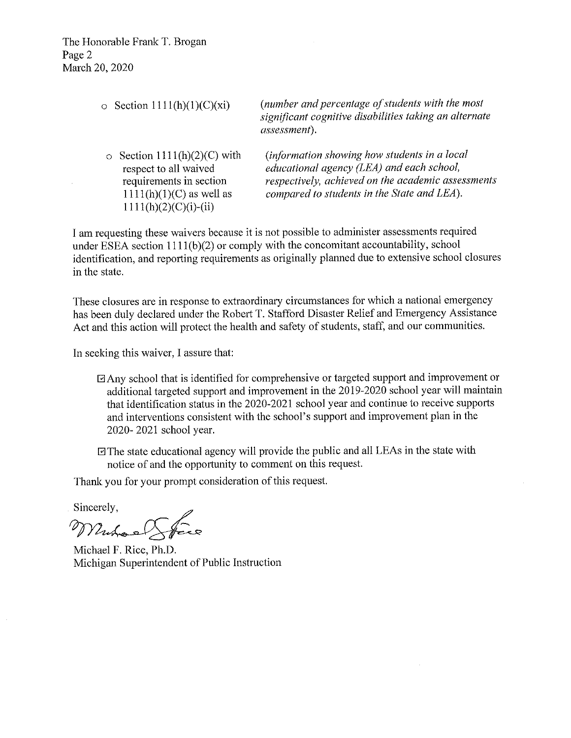The Honorable Frank T. Brogan
Page 2
March 20, 2020

| | |
|---|---|
| o Section 1111(h)(1)(C)(xi) | *(number and percentage of students with the most significant cognitive disabilities taking an alternate assessment).* |
| o Section 1111(h)(2)(C) with respect to all waived requirements in section 1111(h)(1)(C) as well as 1111(h)(2)(C)(i)-(ii) | *(information showing how students in a local educational agency (LEA) and each school, respectively, achieved on the academic assessments compared to students in the State and LEA).* |

I am requesting these waivers because it is not possible to administer assessments required under ESEA section 1111(b)(2) or comply with the concomitant accountability, school identification, and reporting requirements as originally planned due to extensive school closures in the state.

These closures are in response to extraordinary circumstances for which a national emergency has been duly declared under the Robert T. Stafford Disaster Relief and Emergency Assistance Act and this action will protect the health and safety of students, staff, and our communities.

In seeking this waiver, I assure that:

☑ Any school that is identified for comprehensive or targeted support and improvement or additional targeted support and improvement in the 2019-2020 school year will maintain that identification status in the 2020-2021 school year and continue to receive supports and interventions consistent with the school's support and improvement plan in the 2020- 2021 school year.

☑ The state educational agency will provide the public and all LEAs in the state with notice of and the opportunity to comment on this request.

Thank you for your prompt consideration of this request.

Sincerely,

Michael F. Rice, Ph.D.
Michigan Superintendent of Public Instruction